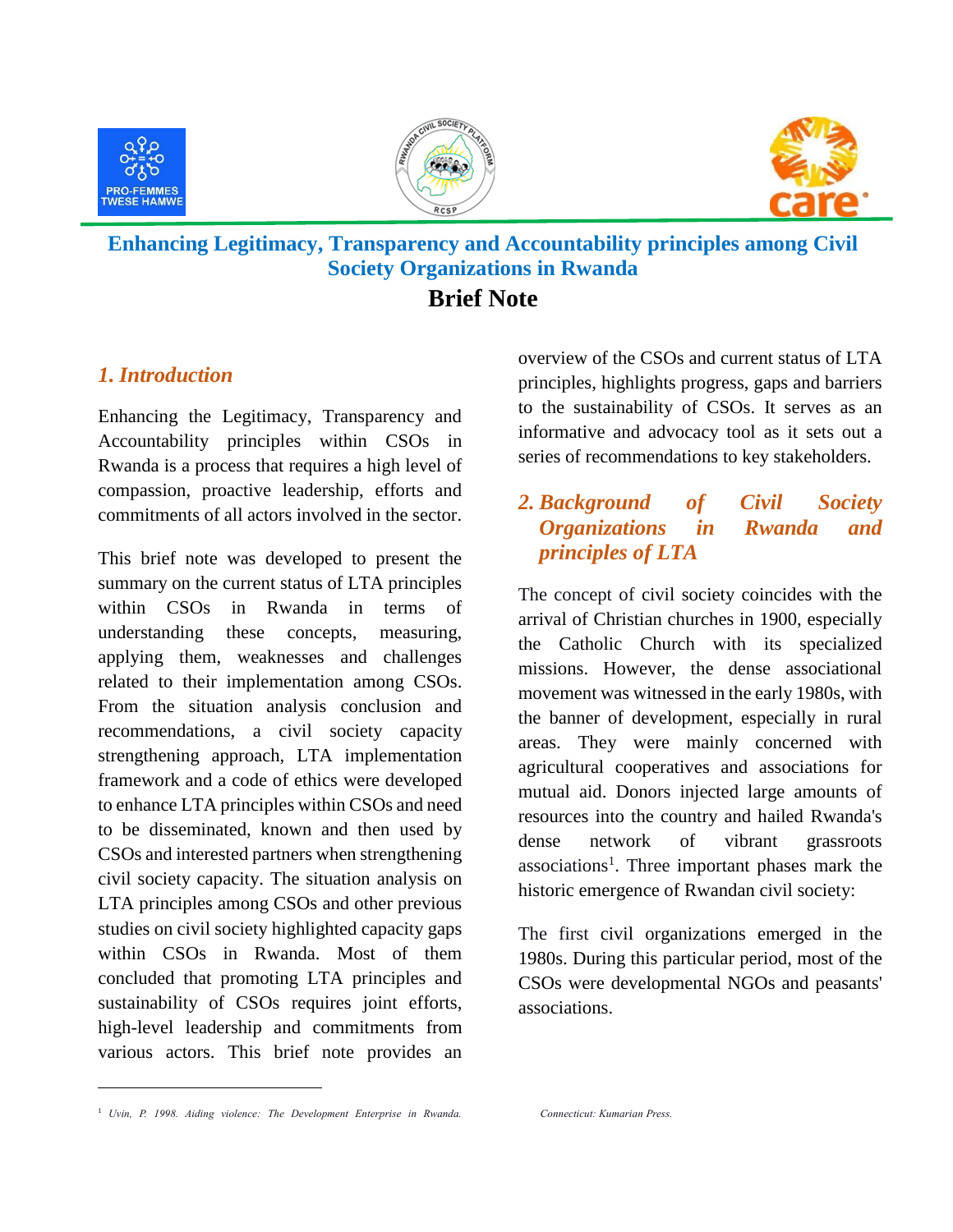# Enhancing Legitimacy, Transparency and Accountability principles among Civil Society Organizations in Rwanda

## Brief Note

### *1. Introduction*

Enhancing the Legitimacy, Transparency and Accountability principles within CSOs in Rwanda is a process that requires a high level of compassion, proactive leadership, efforts and commitments of all actors involved in the sector.

This brief note was developed to present the summary on the current status of LTA principles within CSOs in Rwanda in terms of understanding these concepts, measuring, applying them, weaknesses and challenges related to their implementation among CSOs. From the situation analysis conclusion and recommendations, a civil society capacity strengthening approach, LTA implementation framework and a code of ethics were developed to enhance LTA principles within CSOs and need to be disseminated, known and then used by CSOs and interested partners when strengthening civil society capacity. The situation analysis on LTA principles among CSOs and other previous studies on civil society highlighted capacity gaps within CSOs in Rwanda. Most of them concluded that promoting LTA principles and sustainability of CSOs requires joint efforts, high-level leadership and commitments from various actors. This brief note provides an overview of the CSOs and current status of LTA principles, highlights progress, gaps and barriers to the sustainability of CSOs. It serves as an informative and advocacy tool as it sets out a series of recommendations to key stakeholders.

### *2. Background of Civil Society Organizations in Rwanda and principles of LTA*

The concept of civil society coincides with the arrival of Christian churches in 1900, especially the Catholic Church with its specialized missions. However, the dense associational movement was witnessed in the early 1980s, with the banner of development, especially in rural areas. They were mainly concerned with agricultural cooperatives and associations for mutual aid. Donors injected large amounts of resources into the country and hailed Rwanda's dense network of vibrant grassroots associations[1]. Three important phases mark the historic emergence of Rwandan civil society:

The first civil organizations emerged in the 1980s. During this particular period, most of the CSOs were developmental NGOs and peasants' associations.

---

[1] *Uvin, P. 1998. Aiding violence: The Development Enterprise in Rwanda. Connecticut: Kumarian Press.*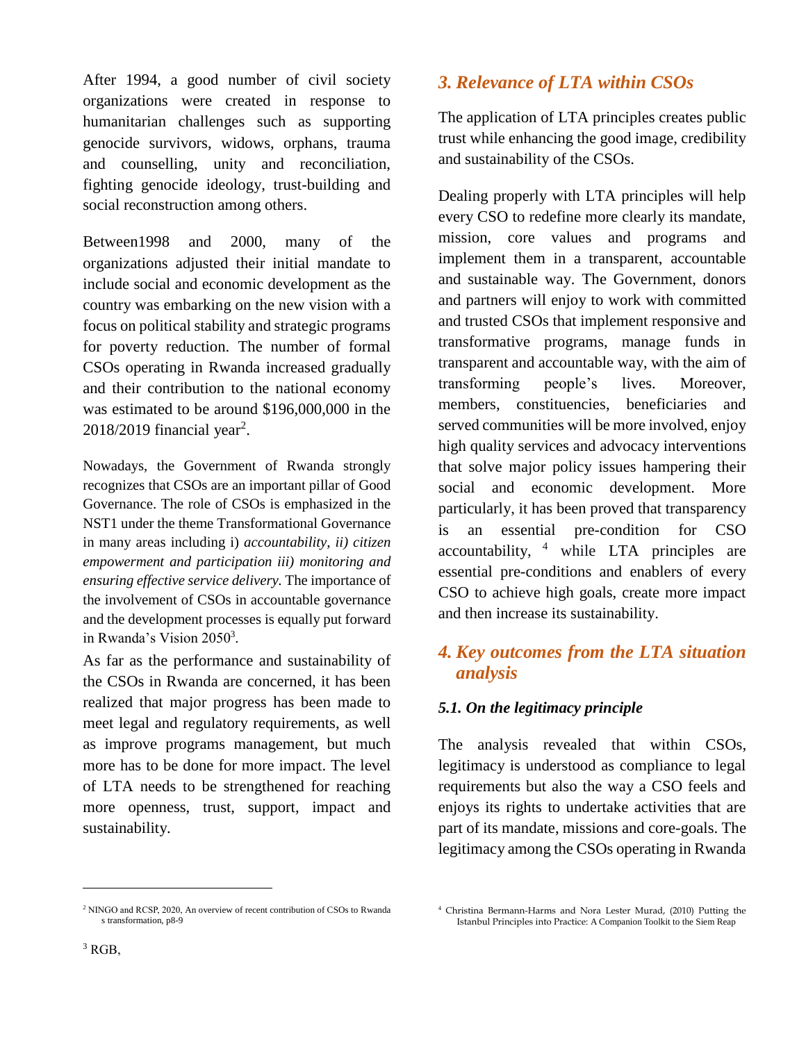After 1994, a good number of civil society organizations were created in response to humanitarian challenges such as supporting genocide survivors, widows, orphans, trauma and counselling, unity and reconciliation, fighting genocide ideology, trust-building and social reconstruction among others.

Between1998 and 2000, many of the organizations adjusted their initial mandate to include social and economic development as the country was embarking on the new vision with a focus on political stability and strategic programs for poverty reduction. The number of formal CSOs operating in Rwanda increased gradually and their contribution to the national economy was estimated to be around $196,000,000 in the 2018/2019 financial year[2].

Nowadays, the Government of Rwanda strongly recognizes that CSOs are an important pillar of Good Governance. The role of CSOs is emphasized in the NST1 under the theme Transformational Governance in many areas including i) *accountability, ii) citizen empowerment and participation iii) monitoring and ensuring effective service delivery.* The importance of the involvement of CSOs in accountable governance and the development processes is equally put forward in Rwanda's Vision 2050[3].

As far as the performance and sustainability of the CSOs in Rwanda are concerned, it has been realized that major progress has been made to meet legal and regulatory requirements, as well as improve programs management, but much more has to be done for more impact. The level of LTA needs to be strengthened for reaching more openness, trust, support, impact and sustainability.

## *3. Relevance of LTA within CSOs*

The application of LTA principles creates public trust while enhancing the good image, credibility and sustainability of the CSOs.

Dealing properly with LTA principles will help every CSO to redefine more clearly its mandate, mission, core values and programs and implement them in a transparent, accountable and sustainable way. The Government, donors and partners will enjoy to work with committed and trusted CSOs that implement responsive and transformative programs, manage funds in transparent and accountable way, with the aim of transforming people's lives. Moreover, members, constituencies, beneficiaries and served communities will be more involved, enjoy high quality services and advocacy interventions that solve major policy issues hampering their social and economic development. More particularly, it has been proved that transparency is an essential pre-condition for CSO accountability, [4] while LTA principles are essential pre-conditions and enablers of every CSO to achieve high goals, create more impact and then increase its sustainability.

## *4. Key outcomes from the LTA situation analysis*

### *5.1. On the legitimacy principle*

The analysis revealed that within CSOs, legitimacy is understood as compliance to legal requirements but also the way a CSO feels and enjoys its rights to undertake activities that are part of its mandate, missions and core-goals. The legitimacy among the CSOs operating in Rwanda

---

[2] NINGO and RCSP, 2020, An overview of recent contribution of CSOs to Rwanda s transformation, p8-9

[3] RGB,

[4] Christina Bermann-Harms and Nora Lester Murad, (2010) Putting the Istanbul Principles into Practice: A Companion Toolkit to the Siem Reap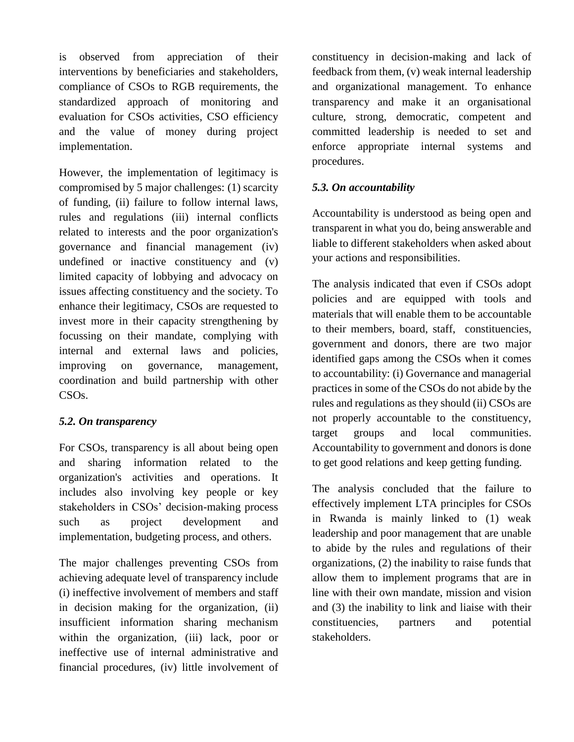is observed from appreciation of their interventions by beneficiaries and stakeholders, compliance of CSOs to RGB requirements, the standardized approach of monitoring and evaluation for CSOs activities, CSO efficiency and the value of money during project implementation.

However, the implementation of legitimacy is compromised by 5 major challenges: (1) scarcity of funding, (ii) failure to follow internal laws, rules and regulations (iii) internal conflicts related to interests and the poor organization's governance and financial management (iv) undefined or inactive constituency and (v) limited capacity of lobbying and advocacy on issues affecting constituency and the society. To enhance their legitimacy, CSOs are requested to invest more in their capacity strengthening by focussing on their mandate, complying with internal and external laws and policies, improving on governance, management, coordination and build partnership with other CSOs.

### *5.2. On transparency*

For CSOs, transparency is all about being open and sharing information related to the organization's activities and operations. It includes also involving key people or key stakeholders in CSOs' decision-making process such as project development and implementation, budgeting process, and others.

The major challenges preventing CSOs from achieving adequate level of transparency include (i) ineffective involvement of members and staff in decision making for the organization, (ii) insufficient information sharing mechanism within the organization, (iii) lack, poor or ineffective use of internal administrative and financial procedures, (iv) little involvement of constituency in decision-making and lack of feedback from them, (v) weak internal leadership and organizational management. To enhance transparency and make it an organisational culture, strong, democratic, competent and committed leadership is needed to set and enforce appropriate internal systems and procedures.

### *5.3. On accountability*

Accountability is understood as being open and transparent in what you do, being answerable and liable to different stakeholders when asked about your actions and responsibilities.

The analysis indicated that even if CSOs adopt policies and are equipped with tools and materials that will enable them to be accountable to their members, board, staff, constituencies, government and donors, there are two major identified gaps among the CSOs when it comes to accountability: (i) Governance and managerial practices in some of the CSOs do not abide by the rules and regulations as they should (ii) CSOs are not properly accountable to the constituency, target groups and local communities. Accountability to government and donors is done to get good relations and keep getting funding.

The analysis concluded that the failure to effectively implement LTA principles for CSOs in Rwanda is mainly linked to (1) weak leadership and poor management that are unable to abide by the rules and regulations of their organizations, (2) the inability to raise funds that allow them to implement programs that are in line with their own mandate, mission and vision and (3) the inability to link and liaise with their constituencies, partners and potential stakeholders.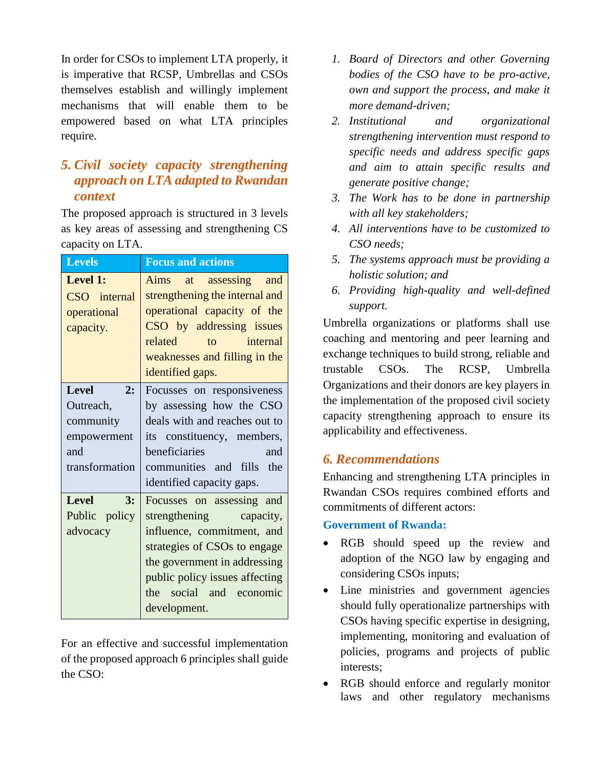In order for CSOs to implement LTA properly, it is imperative that RCSP, Umbrellas and CSOs themselves establish and willingly implement mechanisms that will enable them to be empowered based on what LTA principles require.

## *5. Civil society capacity strengthening approach on LTA adapted to Rwandan context*

The proposed approach is structured in 3 levels as key areas of assessing and strengthening CS capacity on LTA.

| Levels | Focus and actions |
|---|---|
| **Level 1:** CSO internal operational capacity. | Aims at assessing and strengthening the internal and operational capacity of the CSO by addressing issues related to internal weaknesses and filling in the identified gaps. |
| **Level 2:** Outreach, community empowerment and transformation | Focusses on responsiveness by assessing how the CSO deals with and reaches out to its constituency, members, beneficiaries and communities and fills the identified capacity gaps. |
| **Level 3:** Public policy advocacy | Focusses on assessing and strengthening capacity, influence, commitment, and strategies of CSOs to engage the government in addressing public policy issues affecting the social and economic development. |

For an effective and successful implementation of the proposed approach 6 principles shall guide the CSO:

1. *Board of Directors and other Governing bodies of the CSO have to be pro-active, own and support the process, and make it more demand-driven;*
2. *Institutional and organizational strengthening intervention must respond to specific needs and address specific gaps and aim to attain specific results and generate positive change;*
3. *The Work has to be done in partnership with all key stakeholders;*
4. *All interventions have to be customized to CSO needs;*
5. *The systems approach must be providing a holistic solution; and*
6. *Providing high-quality and well-defined support.*

Umbrella organizations or platforms shall use coaching and mentoring and peer learning and exchange techniques to build strong, reliable and trustable CSOs. The RCSP, Umbrella Organizations and their donors are key players in the implementation of the proposed civil society capacity strengthening approach to ensure its applicability and effectiveness.

## *6. Recommendations*

Enhancing and strengthening LTA principles in Rwandan CSOs requires combined efforts and commitments of different actors:

### Government of Rwanda:

- RGB should speed up the review and adoption of the NGO law by engaging and considering CSOs inputs;
- Line ministries and government agencies should fully operationalize partnerships with CSOs having specific expertise in designing, implementing, monitoring and evaluation of policies, programs and projects of public interests;
- RGB should enforce and regularly monitor laws and other regulatory mechanisms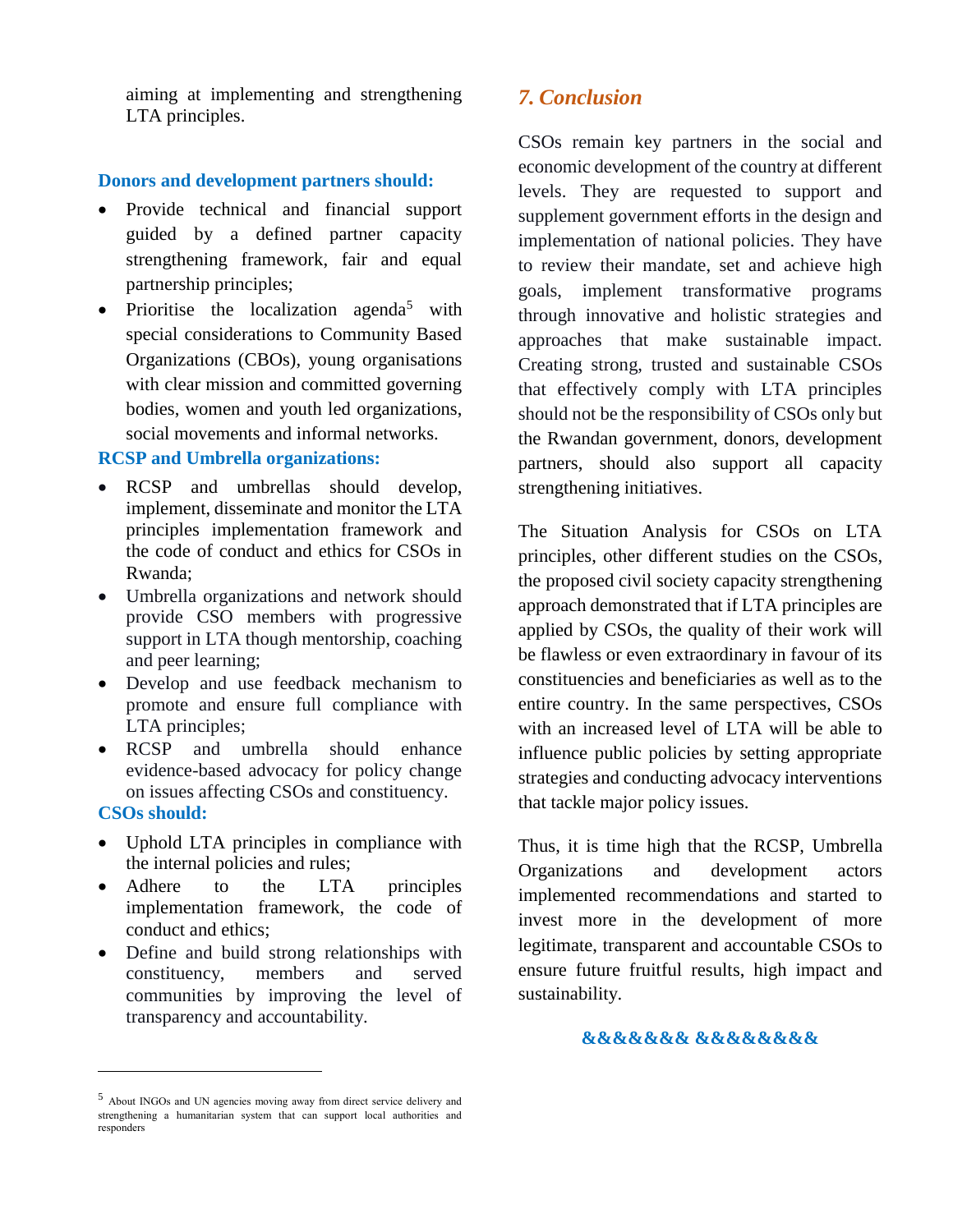aiming at implementing and strengthening LTA principles.

**Donors and development partners should:**

- Provide technical and financial support guided by a defined partner capacity strengthening framework, fair and equal partnership principles;
- Prioritise the localization agenda[5] with special considerations to Community Based Organizations (CBOs), young organisations with clear mission and committed governing bodies, women and youth led organizations, social movements and informal networks.

**RCSP and Umbrella organizations:**

- RCSP and umbrellas should develop, implement, disseminate and monitor the LTA principles implementation framework and the code of conduct and ethics for CSOs in Rwanda;
- Umbrella organizations and network should provide CSO members with progressive support in LTA though mentorship, coaching and peer learning;
- Develop and use feedback mechanism to promote and ensure full compliance with LTA principles;
- RCSP and umbrella should enhance evidence-based advocacy for policy change on issues affecting CSOs and constituency.

**CSOs should:**

- Uphold LTA principles in compliance with the internal policies and rules;
- Adhere to the LTA principles implementation framework, the code of conduct and ethics;
- Define and build strong relationships with constituency, members and served communities by improving the level of transparency and accountability.

[5] About INGOs and UN agencies moving away from direct service delivery and strengthening a humanitarian system that can support local authorities and responders

## *7. Conclusion*

CSOs remain key partners in the social and economic development of the country at different levels. They are requested to support and supplement government efforts in the design and implementation of national policies. They have to review their mandate, set and achieve high goals, implement transformative programs through innovative and holistic strategies and approaches that make sustainable impact. Creating strong, trusted and sustainable CSOs that effectively comply with LTA principles should not be the responsibility of CSOs only but the Rwandan government, donors, development partners, should also support all capacity strengthening initiatives.

The Situation Analysis for CSOs on LTA principles, other different studies on the CSOs, the proposed civil society capacity strengthening approach demonstrated that if LTA principles are applied by CSOs, the quality of their work will be flawless or even extraordinary in favour of its constituencies and beneficiaries as well as to the entire country. In the same perspectives, CSOs with an increased level of LTA will be able to influence public policies by setting appropriate strategies and conducting advocacy interventions that tackle major policy issues.

Thus, it is time high that the RCSP, Umbrella Organizations and development actors implemented recommendations and started to invest more in the development of more legitimate, transparent and accountable CSOs to ensure future fruitful results, high impact and sustainability.

**&&&&&&& &&&&&&&&**